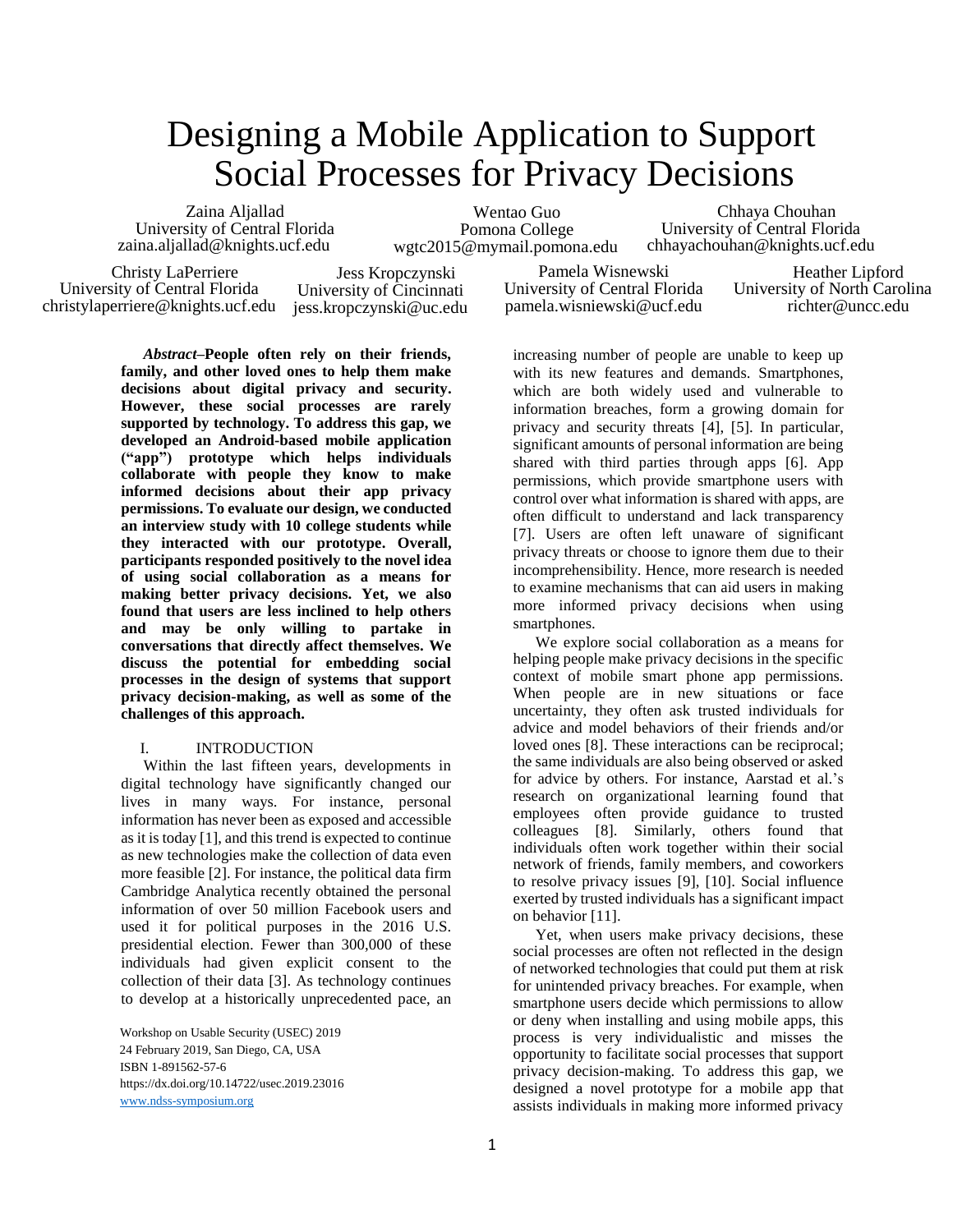# Designing a Mobile Application to Support Social Processes for Privacy Decisions

Zaina Aljallad
University of Central Florida
zaina.aljallad@knights.ucf.edu

Wentao Guo
Pomona College
wgtc2015@mymail.pomona.edu

Chhaya Chouhan
University of Central Florida
chhayachouhan@knights.ucf.edu

Christy LaPerriere
University of Central Florida
christylaperriere@knights.ucf.edu

Jess Kropczynski
University of Cincinnati
jess.kropczynski@uc.edu

Pamela Wisnewski
University of Central Florida
pamela.wisniewski@ucf.edu

Heather Lipford
University of North Carolina
richter@uncc.edu

***Abstract*–People often rely on their friends, family, and other loved ones to help them make decisions about digital privacy and security. However, these social processes are rarely supported by technology. To address this gap, we developed an Android-based mobile application ("app") prototype which helps individuals collaborate with people they know to make informed decisions about their app privacy permissions. To evaluate our design, we conducted an interview study with 10 college students while they interacted with our prototype. Overall, participants responded positively to the novel idea of using social collaboration as a means for making better privacy decisions. Yet, we also found that users are less inclined to help others and may be only willing to partake in conversations that directly affect themselves. We discuss the potential for embedding social processes in the design of systems that support privacy decision-making, as well as some of the challenges of this approach.**

## I. INTRODUCTION

Within the last fifteen years, developments in digital technology have significantly changed our lives in many ways. For instance, personal information has never been as exposed and accessible as it is today [1], and this trend is expected to continue as new technologies make the collection of data even more feasible [2]. For instance, the political data firm Cambridge Analytica recently obtained the personal information of over 50 million Facebook users and used it for political purposes in the 2016 U.S. presidential election. Fewer than 300,000 of these individuals had given explicit consent to the collection of their data [3]. As technology continues to develop at a historically unprecedented pace, an increasing number of people are unable to keep up with its new features and demands. Smartphones, which are both widely used and vulnerable to information breaches, form a growing domain for privacy and security threats [4], [5]. In particular, significant amounts of personal information are being shared with third parties through apps [6]. App permissions, which provide smartphone users with control over what information is shared with apps, are often difficult to understand and lack transparency [7]. Users are often left unaware of significant privacy threats or choose to ignore them due to their incomprehensibility. Hence, more research is needed to examine mechanisms that can aid users in making more informed privacy decisions when using smartphones.

We explore social collaboration as a means for helping people make privacy decisions in the specific context of mobile smart phone app permissions. When people are in new situations or face uncertainty, they often ask trusted individuals for advice and model behaviors of their friends and/or loved ones [8]. These interactions can be reciprocal; the same individuals are also being observed or asked for advice by others. For instance, Aarstad et al.'s research on organizational learning found that employees often provide guidance to trusted colleagues [8]. Similarly, others found that individuals often work together within their social network of friends, family members, and coworkers to resolve privacy issues [9], [10]. Social influence exerted by trusted individuals has a significant impact on behavior [11].

Yet, when users make privacy decisions, these social processes are often not reflected in the design of networked technologies that could put them at risk for unintended privacy breaches. For example, when smartphone users decide which permissions to allow or deny when installing and using mobile apps, this process is very individualistic and misses the opportunity to facilitate social processes that support privacy decision-making. To address this gap, we designed a novel prototype for a mobile app that assists individuals in making more informed privacy

Workshop on Usable Security (USEC) 2019
24 February 2019, San Diego, CA, USA
ISBN 1-891562-57-6
https://dx.doi.org/10.14722/usec.2019.23016
www.ndss-symposium.org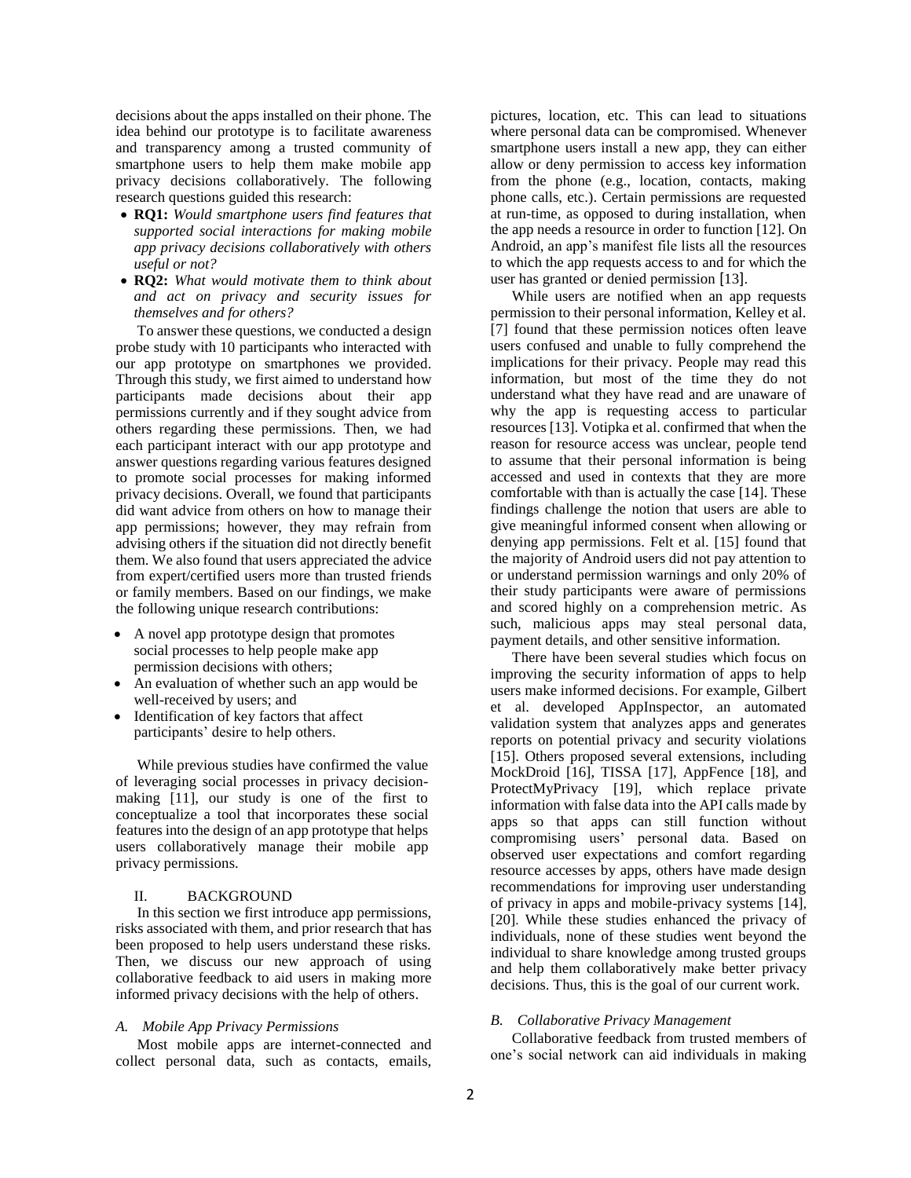decisions about the apps installed on their phone. The idea behind our prototype is to facilitate awareness and transparency among a trusted community of smartphone users to help them make mobile app privacy decisions collaboratively. The following research questions guided this research:

- **RQ1:** *Would smartphone users find features that supported social interactions for making mobile app privacy decisions collaboratively with others useful or not?*
- **RQ2:** *What would motivate them to think about and act on privacy and security issues for themselves and for others?*

To answer these questions, we conducted a design probe study with 10 participants who interacted with our app prototype on smartphones we provided. Through this study, we first aimed to understand how participants made decisions about their app permissions currently and if they sought advice from others regarding these permissions. Then, we had each participant interact with our app prototype and answer questions regarding various features designed to promote social processes for making informed privacy decisions. Overall, we found that participants did want advice from others on how to manage their app permissions; however, they may refrain from advising others if the situation did not directly benefit them. We also found that users appreciated the advice from expert/certified users more than trusted friends or family members. Based on our findings, we make the following unique research contributions:

- A novel app prototype design that promotes social processes to help people make app permission decisions with others;
- An evaluation of whether such an app would be well-received by users; and
- Identification of key factors that affect participants' desire to help others.

While previous studies have confirmed the value of leveraging social processes in privacy decision-making [11], our study is one of the first to conceptualize a tool that incorporates these social features into the design of an app prototype that helps users collaboratively manage their mobile app privacy permissions.

## II. BACKGROUND

In this section we first introduce app permissions, risks associated with them, and prior research that has been proposed to help users understand these risks. Then, we discuss our new approach of using collaborative feedback to aid users in making more informed privacy decisions with the help of others.

### *A. Mobile App Privacy Permissions*

Most mobile apps are internet-connected and collect personal data, such as contacts, emails, pictures, location, etc. This can lead to situations where personal data can be compromised. Whenever smartphone users install a new app, they can either allow or deny permission to access key information from the phone (e.g., location, contacts, making phone calls, etc.). Certain permissions are requested at run-time, as opposed to during installation, when the app needs a resource in order to function [12]. On Android, an app's manifest file lists all the resources to which the app requests access to and for which the user has granted or denied permission [13].

While users are notified when an app requests permission to their personal information, Kelley et al. [7] found that these permission notices often leave users confused and unable to fully comprehend the implications for their privacy. People may read this information, but most of the time they do not understand what they have read and are unaware of why the app is requesting access to particular resources [13]. Votipka et al. confirmed that when the reason for resource access was unclear, people tend to assume that their personal information is being accessed and used in contexts that they are more comfortable with than is actually the case [14]. These findings challenge the notion that users are able to give meaningful informed consent when allowing or denying app permissions. Felt et al. [15] found that the majority of Android users did not pay attention to or understand permission warnings and only 20% of their study participants were aware of permissions and scored highly on a comprehension metric. As such, malicious apps may steal personal data, payment details, and other sensitive information.

There have been several studies which focus on improving the security information of apps to help users make informed decisions. For example, Gilbert et al. developed AppInspector, an automated validation system that analyzes apps and generates reports on potential privacy and security violations [15]. Others proposed several extensions, including MockDroid [16], TISSA [17], AppFence [18], and ProtectMyPrivacy [19], which replace private information with false data into the API calls made by apps so that apps can still function without compromising users' personal data. Based on observed user expectations and comfort regarding resource accesses by apps, others have made design recommendations for improving user understanding of privacy in apps and mobile-privacy systems [14], [20]. While these studies enhanced the privacy of individuals, none of these studies went beyond the individual to share knowledge among trusted groups and help them collaboratively make better privacy decisions. Thus, this is the goal of our current work.

### *B. Collaborative Privacy Management*

Collaborative feedback from trusted members of one's social network can aid individuals in making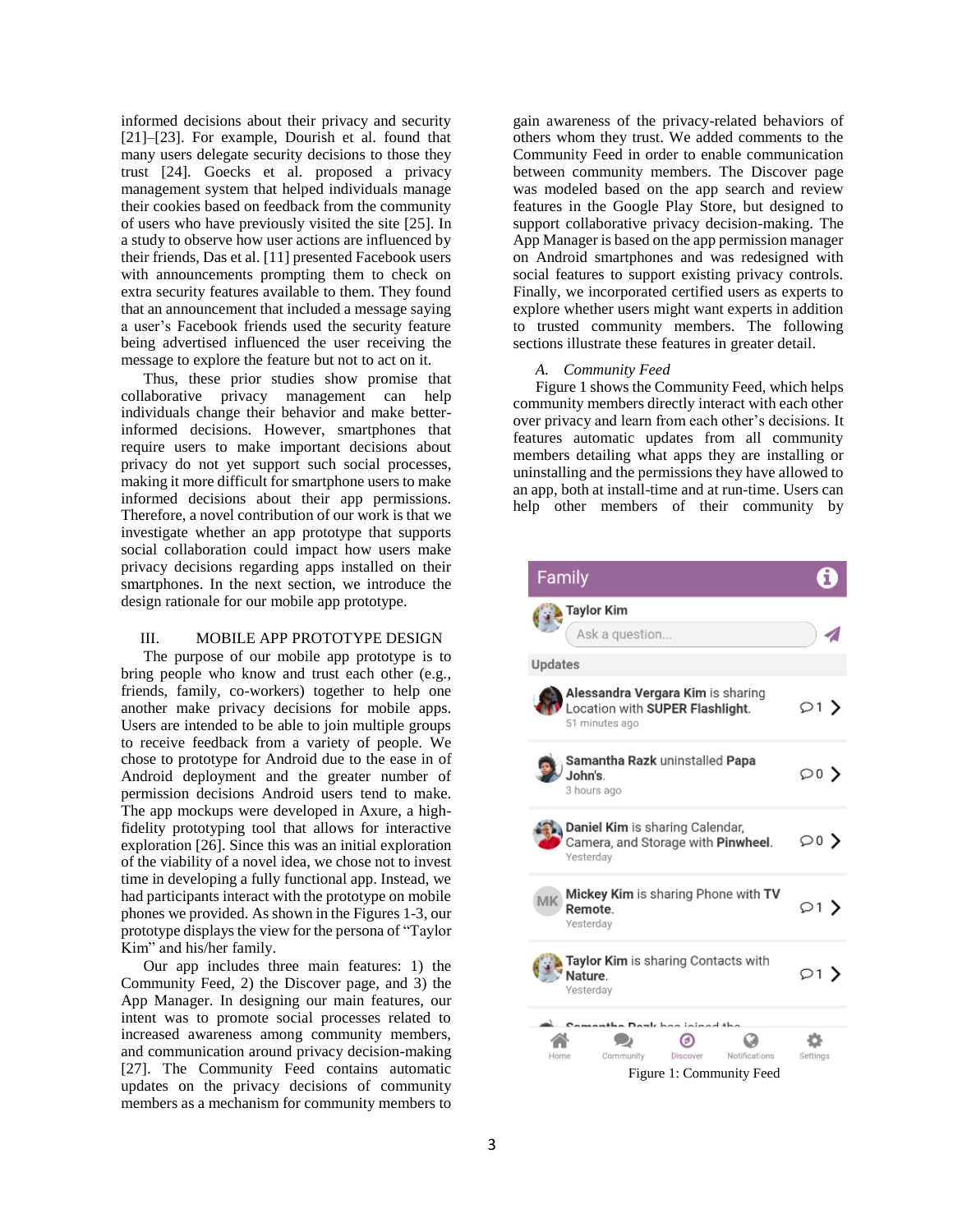informed decisions about their privacy and security [21]–[23]. For example, Dourish et al. found that many users delegate security decisions to those they trust [24]. Goecks et al. proposed a privacy management system that helped individuals manage their cookies based on feedback from the community of users who have previously visited the site [25]. In a study to observe how user actions are influenced by their friends, Das et al. [11] presented Facebook users with announcements prompting them to check on extra security features available to them. They found that an announcement that included a message saying a user's Facebook friends used the security feature being advertised influenced the user receiving the message to explore the feature but not to act on it.

Thus, these prior studies show promise that collaborative privacy management can help individuals change their behavior and make better-informed decisions. However, smartphones that require users to make important decisions about privacy do not yet support such social processes, making it more difficult for smartphone users to make informed decisions about their app permissions. Therefore, a novel contribution of our work is that we investigate whether an app prototype that supports social collaboration could impact how users make privacy decisions regarding apps installed on their smartphones. In the next section, we introduce the design rationale for our mobile app prototype.

## III. MOBILE APP PROTOTYPE DESIGN

The purpose of our mobile app prototype is to bring people who know and trust each other (e.g., friends, family, co-workers) together to help one another make privacy decisions for mobile apps. Users are intended to be able to join multiple groups to receive feedback from a variety of people. We chose to prototype for Android due to the ease in of Android deployment and the greater number of permission decisions Android users tend to make. The app mockups were developed in Axure, a high-fidelity prototyping tool that allows for interactive exploration [26]. Since this was an initial exploration of the viability of a novel idea, we chose not to invest time in developing a fully functional app. Instead, we had participants interact with the prototype on mobile phones we provided. As shown in the Figures 1-3, our prototype displays the view for the persona of "Taylor Kim" and his/her family.

Our app includes three main features: 1) the Community Feed, 2) the Discover page, and 3) the App Manager. In designing our main features, our intent was to promote social processes related to increased awareness among community members, and communication around privacy decision-making [27]. The Community Feed contains automatic updates on the privacy decisions of community members as a mechanism for community members to gain awareness of the privacy-related behaviors of others whom they trust. We added comments to the Community Feed in order to enable communication between community members. The Discover page was modeled based on the app search and review features in the Google Play Store, but designed to support collaborative privacy decision-making. The App Manager is based on the app permission manager on Android smartphones and was redesigned with social features to support existing privacy controls. Finally, we incorporated certified users as experts to explore whether users might want experts in addition to trusted community members. The following sections illustrate these features in greater detail.

### A. Community Feed

Figure 1 shows the Community Feed, which helps community members directly interact with each other over privacy and learn from each other's decisions. It features automatic updates from all community members detailing what apps they are installing or uninstalling and the permissions they have allowed to an app, both at install-time and at run-time. Users can help other members of their community by

Figure 1: Community Feed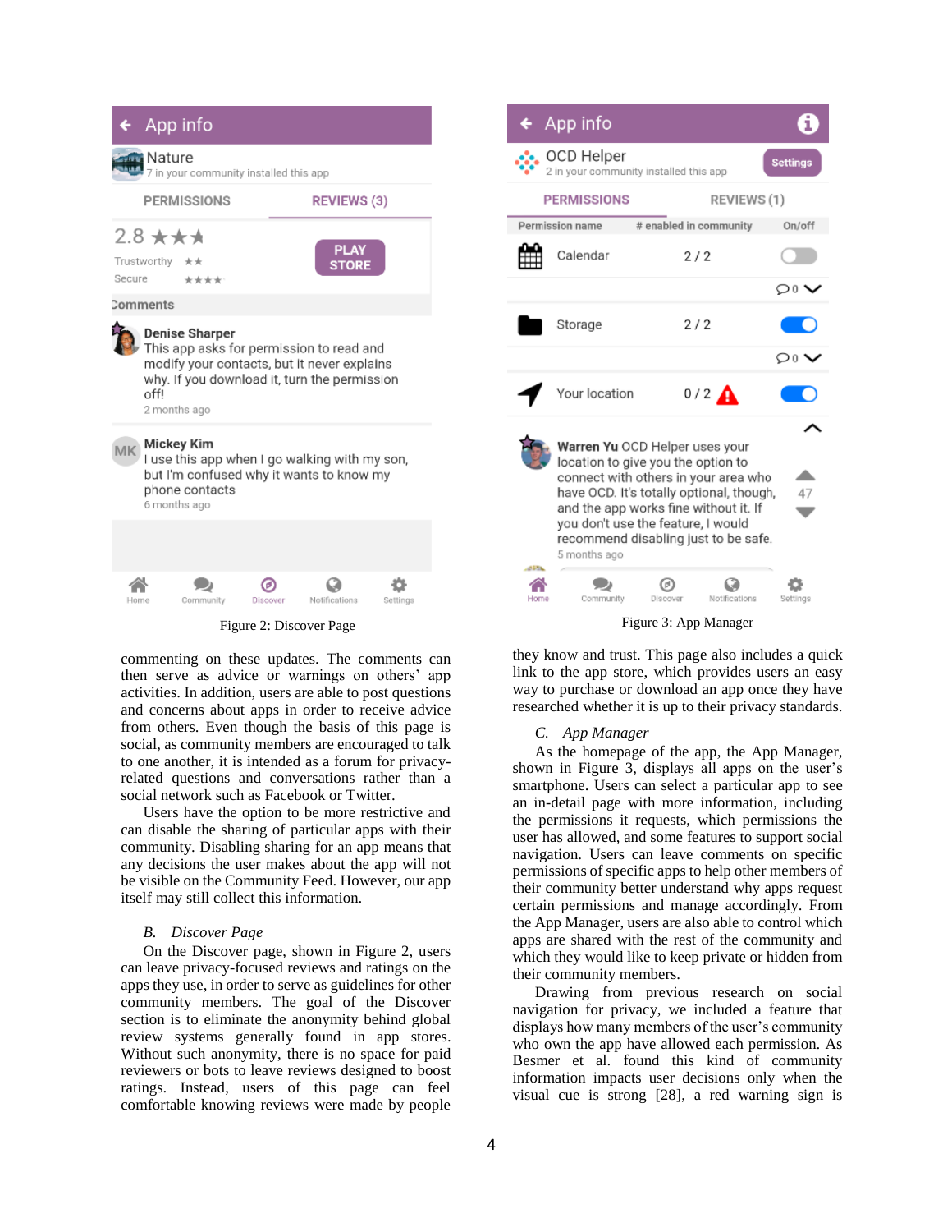Figure 2: Discover Page

Figure 3: App Manager

commenting on these updates. The comments can then serve as advice or warnings on others' app activities. In addition, users are able to post questions and concerns about apps in order to receive advice from others. Even though the basis of this page is social, as community members are encouraged to talk to one another, it is intended as a forum for privacy-related questions and conversations rather than a social network such as Facebook or Twitter.

Users have the option to be more restrictive and can disable the sharing of particular apps with their community. Disabling sharing for an app means that any decisions the user makes about the app will not be visible on the Community Feed. However, our app itself may still collect this information.

### B. *Discover Page*

On the Discover page, shown in Figure 2, users can leave privacy-focused reviews and ratings on the apps they use, in order to serve as guidelines for other community members. The goal of the Discover section is to eliminate the anonymity behind global review systems generally found in app stores. Without such anonymity, there is no space for paid reviewers or bots to leave reviews designed to boost ratings. Instead, users of this page can feel comfortable knowing reviews were made by people they know and trust. This page also includes a quick link to the app store, which provides users an easy way to purchase or download an app once they have researched whether it is up to their privacy standards.

### C. *App Manager*

As the homepage of the app, the App Manager, shown in Figure 3, displays all apps on the user's smartphone. Users can select a particular app to see an in-detail page with more information, including the permissions it requests, which permissions the user has allowed, and some features to support social navigation. Users can leave comments on specific permissions of specific apps to help other members of their community better understand why apps request certain permissions and manage accordingly. From the App Manager, users are also able to control which apps are shared with the rest of the community and which they would like to keep private or hidden from their community members.

Drawing from previous research on social navigation for privacy, we included a feature that displays how many members of the user's community who own the app have allowed each permission. As Besmer et al. found this kind of community information impacts user decisions only when the visual cue is strong [28], a red warning sign is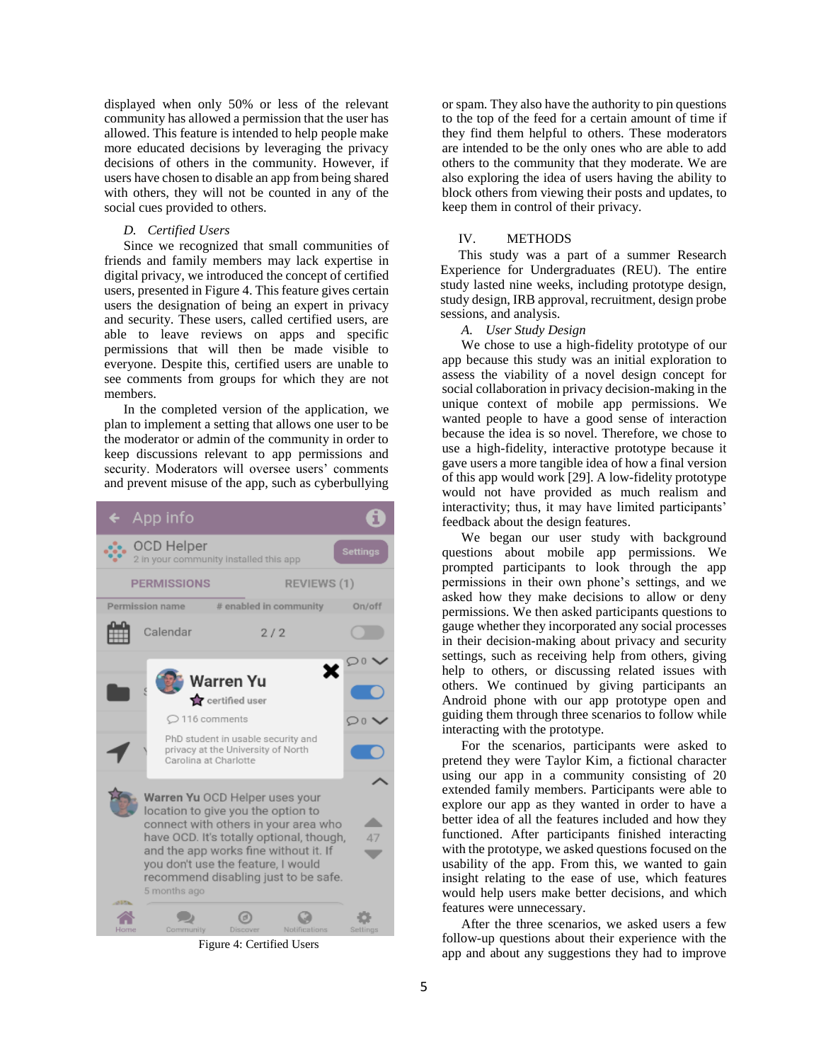displayed when only 50% or less of the relevant community has allowed a permission that the user has allowed. This feature is intended to help people make more educated decisions by leveraging the privacy decisions of others in the community. However, if users have chosen to disable an app from being shared with others, they will not be counted in any of the social cues provided to others.

### *D. Certified Users*

Since we recognized that small communities of friends and family members may lack expertise in digital privacy, we introduced the concept of certified users, presented in Figure 4. This feature gives certain users the designation of being an expert in privacy and security. These users, called certified users, are able to leave reviews on apps and specific permissions that will then be made visible to everyone. Despite this, certified users are unable to see comments from groups for which they are not members.

In the completed version of the application, we plan to implement a setting that allows one user to be the moderator or admin of the community in order to keep discussions relevant to app permissions and security. Moderators will oversee users' comments and prevent misuse of the app, such as cyberbullying or spam. They also have the authority to pin questions to the top of the feed for a certain amount of time if they find them helpful to others. These moderators are intended to be the only ones who are able to add others to the community that they moderate. We are also exploring the idea of users having the ability to block others from viewing their posts and updates, to keep them in control of their privacy.

Figure 4: Certified Users

## IV. METHODS

This study was a part of a summer Research Experience for Undergraduates (REU). The entire study lasted nine weeks, including prototype design, study design, IRB approval, recruitment, design probe sessions, and analysis.

### *A. User Study Design*

We chose to use a high-fidelity prototype of our app because this study was an initial exploration to assess the viability of a novel design concept for social collaboration in privacy decision-making in the unique context of mobile app permissions. We wanted people to have a good sense of interaction because the idea is so novel. Therefore, we chose to use a high-fidelity, interactive prototype because it gave users a more tangible idea of how a final version of this app would work [29]. A low-fidelity prototype would not have provided as much realism and interactivity; thus, it may have limited participants' feedback about the design features.

We began our user study with background questions about mobile app permissions. We prompted participants to look through the app permissions in their own phone's settings, and we asked how they make decisions to allow or deny permissions. We then asked participants questions to gauge whether they incorporated any social processes in their decision-making about privacy and security settings, such as receiving help from others, giving help to others, or discussing related issues with others. We continued by giving participants an Android phone with our app prototype open and guiding them through three scenarios to follow while interacting with the prototype.

For the scenarios, participants were asked to pretend they were Taylor Kim, a fictional character using our app in a community consisting of 20 extended family members. Participants were able to explore our app as they wanted in order to have a better idea of all the features included and how they functioned. After participants finished interacting with the prototype, we asked questions focused on the usability of the app. From this, we wanted to gain insight relating to the ease of use, which features would help users make better decisions, and which features were unnecessary.

After the three scenarios, we asked users a few follow-up questions about their experience with the app and about any suggestions they had to improve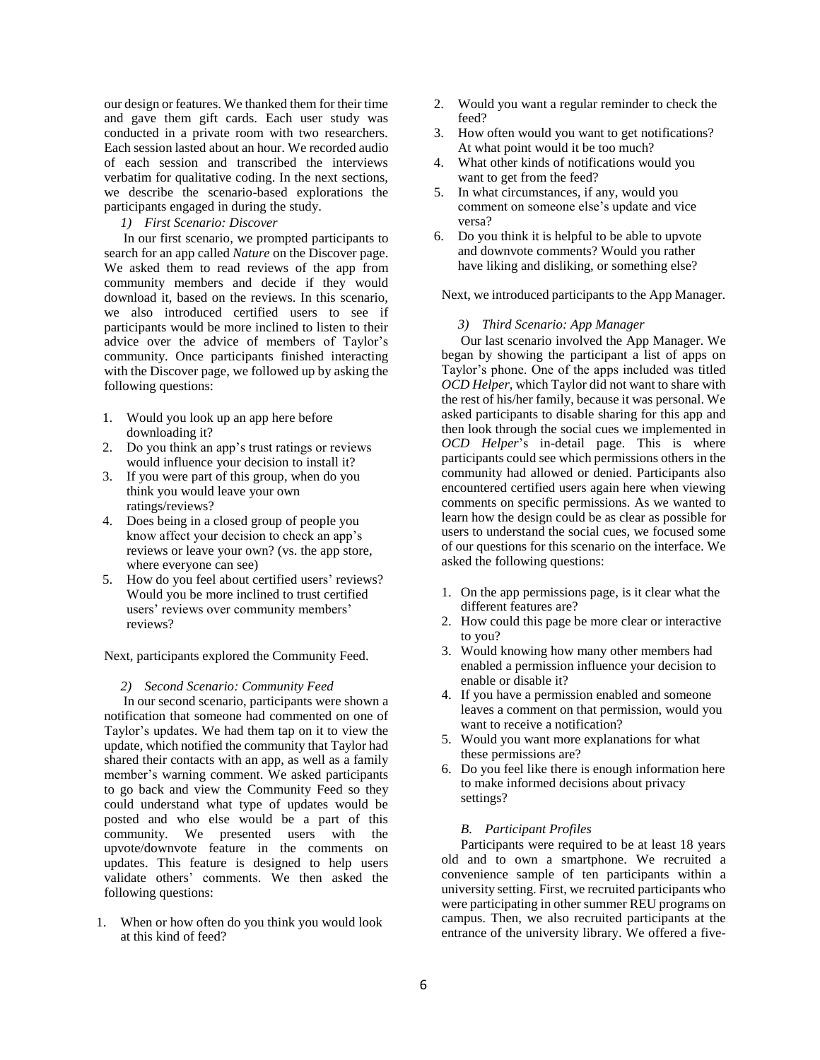our design or features. We thanked them for their time and gave them gift cards. Each user study was conducted in a private room with two researchers. Each session lasted about an hour. We recorded audio of each session and transcribed the interviews verbatim for qualitative coding. In the next sections, we describe the scenario-based explorations the participants engaged in during the study.

#### 1) First Scenario: Discover

In our first scenario, we prompted participants to search for an app called *Nature* on the Discover page. We asked them to read reviews of the app from community members and decide if they would download it, based on the reviews. In this scenario, we also introduced certified users to see if participants would be more inclined to listen to their advice over the advice of members of Taylor's community. Once participants finished interacting with the Discover page, we followed up by asking the following questions:

1. Would you look up an app here before downloading it?
2. Do you think an app's trust ratings or reviews would influence your decision to install it?
3. If you were part of this group, when do you think you would leave your own ratings/reviews?
4. Does being in a closed group of people you know affect your decision to check an app's reviews or leave your own? (vs. the app store, where everyone can see)
5. How do you feel about certified users' reviews? Would you be more inclined to trust certified users' reviews over community members' reviews?

Next, participants explored the Community Feed.

#### 2) Second Scenario: Community Feed

In our second scenario, participants were shown a notification that someone had commented on one of Taylor's updates. We had them tap on it to view the update, which notified the community that Taylor had shared their contacts with an app, as well as a family member's warning comment. We asked participants to go back and view the Community Feed so they could understand what type of updates would be posted and who else would be a part of this community. We presented users with the upvote/downvote feature in the comments on updates. This feature is designed to help users validate others' comments. We then asked the following questions:

1. When or how often do you think you would look at this kind of feed?
2. Would you want a regular reminder to check the feed?
3. How often would you want to get notifications? At what point would it be too much?
4. What other kinds of notifications would you want to get from the feed?
5. In what circumstances, if any, would you comment on someone else's update and vice versa?
6. Do you think it is helpful to be able to upvote and downvote comments? Would you rather have liking and disliking, or something else?

Next, we introduced participants to the App Manager.

#### 3) Third Scenario: App Manager

Our last scenario involved the App Manager. We began by showing the participant a list of apps on Taylor's phone. One of the apps included was titled *OCD Helper*, which Taylor did not want to share with the rest of his/her family, because it was personal. We asked participants to disable sharing for this app and then look through the social cues we implemented in *OCD Helper*'s in-detail page. This is where participants could see which permissions others in the community had allowed or denied. Participants also encountered certified users again here when viewing comments on specific permissions. As we wanted to learn how the design could be as clear as possible for users to understand the social cues, we focused some of our questions for this scenario on the interface. We asked the following questions:

1. On the app permissions page, is it clear what the different features are?
2. How could this page be more clear or interactive to you?
3. Would knowing how many other members had enabled a permission influence your decision to enable or disable it?
4. If you have a permission enabled and someone leaves a comment on that permission, would you want to receive a notification?
5. Would you want more explanations for what these permissions are?
6. Do you feel like there is enough information here to make informed decisions about privacy settings?

### B. Participant Profiles

Participants were required to be at least 18 years old and to own a smartphone. We recruited a convenience sample of ten participants within a university setting. First, we recruited participants who were participating in other summer REU programs on campus. Then, we also recruited participants at the entrance of the university library. We offered a five-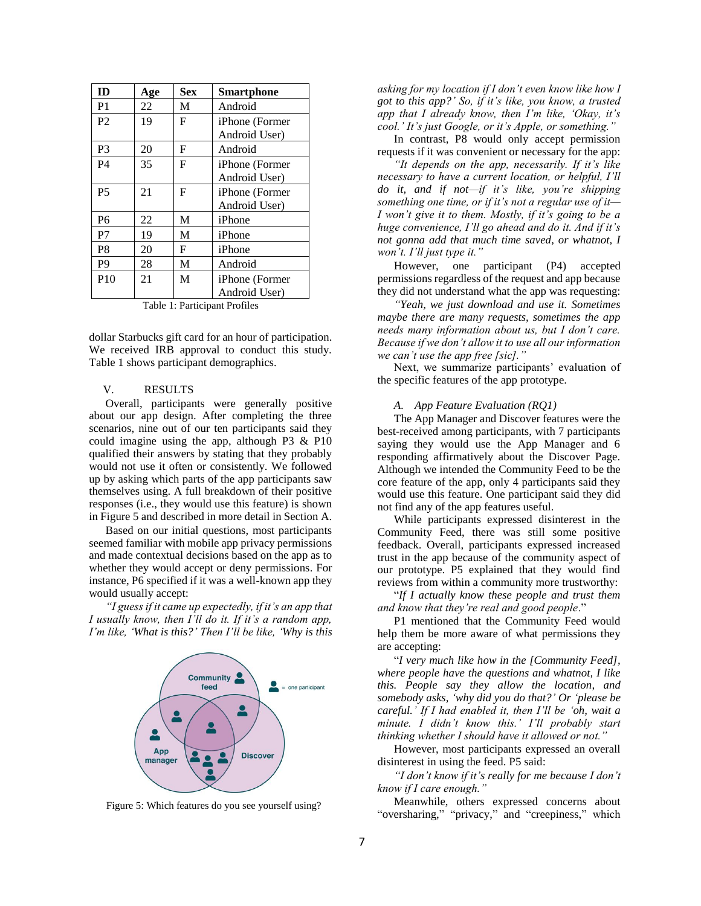| ID | Age | Sex | Smartphone |
|---|---|---|---|
| P1 | 22 | M | Android |
| P2 | 19 | F | iPhone (Former Android User) |
| P3 | 20 | F | Android |
| P4 | 35 | F | iPhone (Former Android User) |
| P5 | 21 | F | iPhone (Former Android User) |
| P6 | 22 | M | iPhone |
| P7 | 19 | M | iPhone |
| P8 | 20 | F | iPhone |
| P9 | 28 | M | Android |
| P10 | 21 | M | iPhone (Former Android User) |

Table 1: Participant Profiles

dollar Starbucks gift card for an hour of participation. We received IRB approval to conduct this study. Table 1 shows participant demographics.

## V. RESULTS

Overall, participants were generally positive about our app design. After completing the three scenarios, nine out of our ten participants said they could imagine using the app, although P3 & P10 qualified their answers by stating that they probably would not use it often or consistently. We followed up by asking which parts of the app participants saw themselves using. A full breakdown of their positive responses (i.e., they would use this feature) is shown in Figure 5 and described in more detail in Section A.

Based on our initial questions, most participants seemed familiar with mobile app privacy permissions and made contextual decisions based on the app as to whether they would accept or deny permissions. For instance, P6 specified if it was a well-known app they would usually accept:

*"I guess if it came up expectedly, if it's an app that I usually know, then I'll do it. If it's a random app, I'm like, 'What is this?' Then I'll be like, 'Why is this asking for my location if I don't even know like how I got to this app?' So, if it's like, you know, a trusted app that I already know, then I'm like, 'Okay, it's cool.' It's just Google, or it's Apple, or something."*

Figure 5: Which features do you see yourself using?

In contrast, P8 would only accept permission requests if it was convenient or necessary for the app:

*"It depends on the app, necessarily. If it's like necessary to have a current location, or helpful, I'll do it, and if not—if it's like, you're shipping something one time, or if it's not a regular use of it—I won't give it to them. Mostly, if it's going to be a huge convenience, I'll go ahead and do it. And if it's not gonna add that much time saved, or whatnot, I won't. I'll just type it."*

However, one participant (P4) accepted permissions regardless of the request and app because they did not understand what the app was requesting:

*"Yeah, we just download and use it. Sometimes maybe there are many requests, sometimes the app needs many information about us, but I don't care. Because if we don't allow it to use all our information we can't use the app free [sic]."*

Next, we summarize participants' evaluation of the specific features of the app prototype.

### A. App Feature Evaluation (RQ1)

The App Manager and Discover features were the best-received among participants, with 7 participants saying they would use the App Manager and 6 responding affirmatively about the Discover Page. Although we intended the Community Feed to be the core feature of the app, only 4 participants said they would use this feature. One participant said they did not find any of the app features useful.

While participants expressed disinterest in the Community Feed, there was still some positive feedback. Overall, participants expressed increased trust in the app because of the community aspect of our prototype. P5 explained that they would find reviews from within a community more trustworthy:

"*If I actually know these people and trust them and know that they're real and good people*."

P1 mentioned that the Community Feed would help them be more aware of what permissions they are accepting:

"*I very much like how in the [Community Feed], where people have the questions and whatnot, I like this. People say they allow the location, and somebody asks, 'why did you do that?' Or 'please be careful.' If I had enabled it, then I'll be 'oh, wait a minute. I didn't know this.' I'll probably start thinking whether I should have it allowed or not."*

However, most participants expressed an overall disinterest in using the feed. P5 said:

*"I don't know if it's really for me because I don't know if I care enough."*

Meanwhile, others expressed concerns about "oversharing," "privacy," and "creepiness," which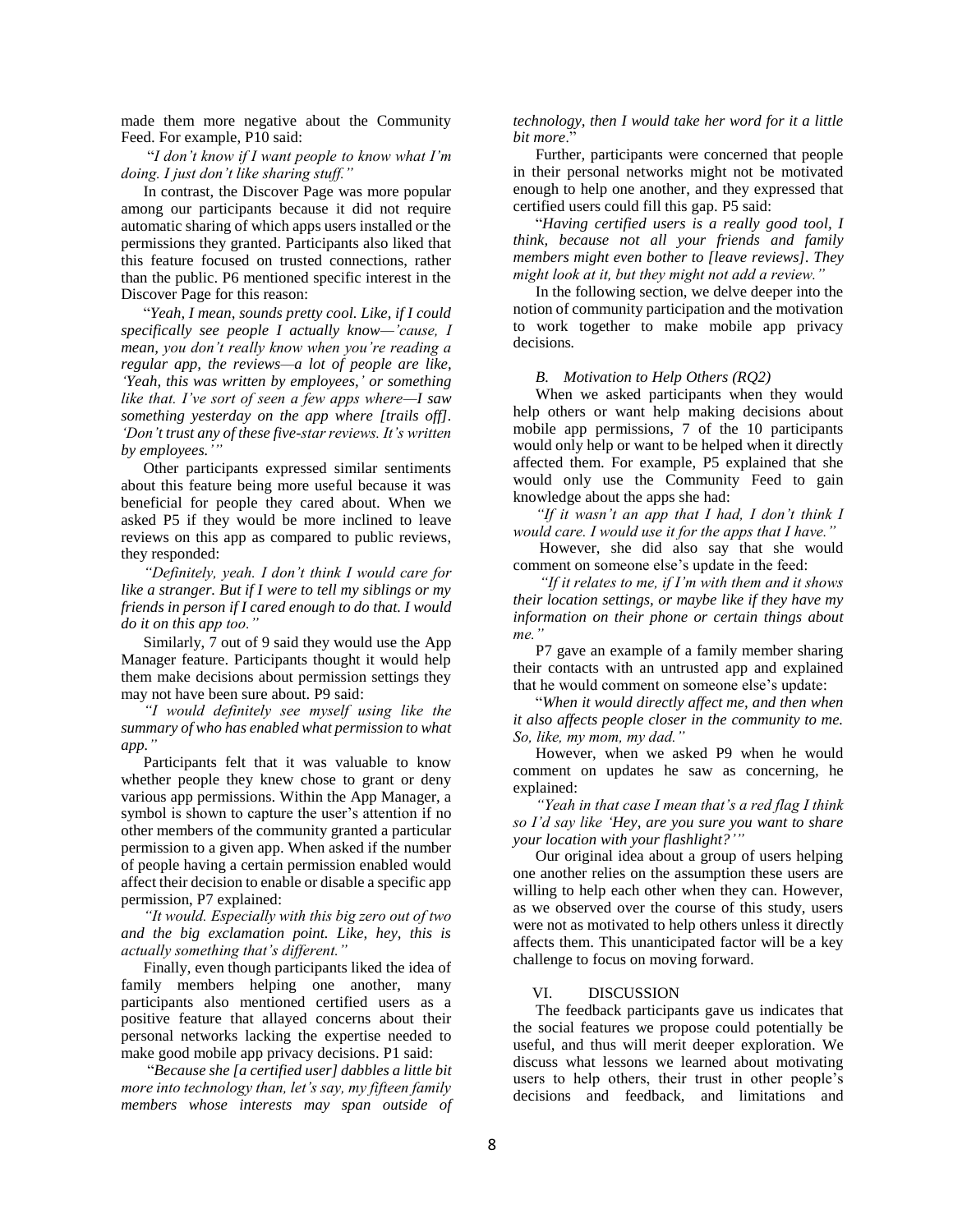made them more negative about the Community Feed. For example, P10 said:

"*I don't know if I want people to know what I'm doing. I just don't like sharing stuff."*

In contrast, the Discover Page was more popular among our participants because it did not require automatic sharing of which apps users installed or the permissions they granted. Participants also liked that this feature focused on trusted connections, rather than the public. P6 mentioned specific interest in the Discover Page for this reason:

"*Yeah, I mean, sounds pretty cool. Like, if I could specifically see people I actually know—'cause, I mean, you don't really know when you're reading a regular app, the reviews—a lot of people are like, 'Yeah, this was written by employees,' or something like that. I've sort of seen a few apps where—I saw something yesterday on the app where [trails off]. 'Don't trust any of these five-star reviews. It's written by employees.'"*

Other participants expressed similar sentiments about this feature being more useful because it was beneficial for people they cared about. When we asked P5 if they would be more inclined to leave reviews on this app as compared to public reviews, they responded:

*"Definitely, yeah. I don't think I would care for like a stranger. But if I were to tell my siblings or my friends in person if I cared enough to do that. I would do it on this app too."*

Similarly, 7 out of 9 said they would use the App Manager feature. Participants thought it would help them make decisions about permission settings they may not have been sure about. P9 said:

*"I would definitely see myself using like the summary of who has enabled what permission to what app."*

Participants felt that it was valuable to know whether people they knew chose to grant or deny various app permissions. Within the App Manager, a symbol is shown to capture the user's attention if no other members of the community granted a particular permission to a given app. When asked if the number of people having a certain permission enabled would affect their decision to enable or disable a specific app permission, P7 explained:

*"It would. Especially with this big zero out of two and the big exclamation point. Like, hey, this is actually something that's different."*

Finally, even though participants liked the idea of family members helping one another, many participants also mentioned certified users as a positive feature that allayed concerns about their personal networks lacking the expertise needed to make good mobile app privacy decisions. P1 said:

"*Because she [a certified user] dabbles a little bit more into technology than, let's say, my fifteen family members whose interests may span outside of technology, then I would take her word for it a little bit more*."

Further, participants were concerned that people in their personal networks might not be motivated enough to help one another, and they expressed that certified users could fill this gap. P5 said:

"*Having certified users is a really good tool, I think, because not all your friends and family members might even bother to [leave reviews]. They might look at it, but they might not add a review."*

In the following section, we delve deeper into the notion of community participation and the motivation to work together to make mobile app privacy decisions.

### B. Motivation to Help Others (RQ2)

When we asked participants when they would help others or want help making decisions about mobile app permissions, 7 of the 10 participants would only help or want to be helped when it directly affected them. For example, P5 explained that she would only use the Community Feed to gain knowledge about the apps she had:

*"If it wasn't an app that I had, I don't think I would care. I would use it for the apps that I have."*

However, she did also say that she would comment on someone else's update in the feed:

*"If it relates to me, if I'm with them and it shows their location settings, or maybe like if they have my information on their phone or certain things about me."*

P7 gave an example of a family member sharing their contacts with an untrusted app and explained that he would comment on someone else's update:

"*When it would directly affect me, and then when it also affects people closer in the community to me. So, like, my mom, my dad."*

However, when we asked P9 when he would comment on updates he saw as concerning, he explained:

*"Yeah in that case I mean that's a red flag I think so I'd say like 'Hey, are you sure you want to share your location with your flashlight?'"*

Our original idea about a group of users helping one another relies on the assumption these users are willing to help each other when they can. However, as we observed over the course of this study, users were not as motivated to help others unless it directly affects them. This unanticipated factor will be a key challenge to focus on moving forward.

## VI. DISCUSSION

The feedback participants gave us indicates that the social features we propose could potentially be useful, and thus will merit deeper exploration. We discuss what lessons we learned about motivating users to help others, their trust in other people's decisions and feedback, and limitations and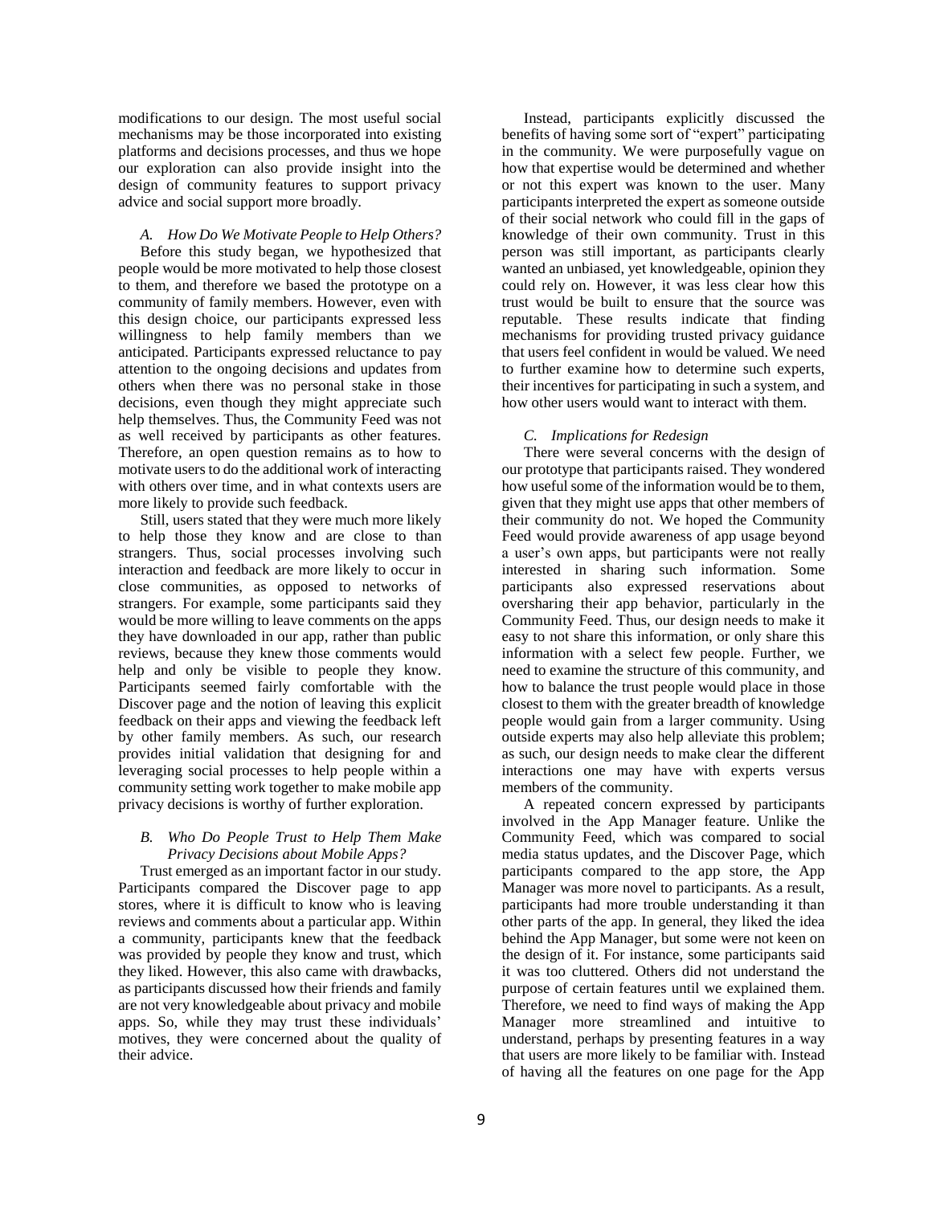modifications to our design. The most useful social mechanisms may be those incorporated into existing platforms and decisions processes, and thus we hope our exploration can also provide insight into the design of community features to support privacy advice and social support more broadly.

### *A. How Do We Motivate People to Help Others?*

Before this study began, we hypothesized that people would be more motivated to help those closest to them, and therefore we based the prototype on a community of family members. However, even with this design choice, our participants expressed less willingness to help family members than we anticipated. Participants expressed reluctance to pay attention to the ongoing decisions and updates from others when there was no personal stake in those decisions, even though they might appreciate such help themselves. Thus, the Community Feed was not as well received by participants as other features. Therefore, an open question remains as to how to motivate users to do the additional work of interacting with others over time, and in what contexts users are more likely to provide such feedback.

Still, users stated that they were much more likely to help those they know and are close to than strangers. Thus, social processes involving such interaction and feedback are more likely to occur in close communities, as opposed to networks of strangers. For example, some participants said they would be more willing to leave comments on the apps they have downloaded in our app, rather than public reviews, because they knew those comments would help and only be visible to people they know. Participants seemed fairly comfortable with the Discover page and the notion of leaving this explicit feedback on their apps and viewing the feedback left by other family members. As such, our research provides initial validation that designing for and leveraging social processes to help people within a community setting work together to make mobile app privacy decisions is worthy of further exploration.

### *B. Who Do People Trust to Help Them Make Privacy Decisions about Mobile Apps?*

Trust emerged as an important factor in our study. Participants compared the Discover page to app stores, where it is difficult to know who is leaving reviews and comments about a particular app. Within a community, participants knew that the feedback was provided by people they know and trust, which they liked. However, this also came with drawbacks, as participants discussed how their friends and family are not very knowledgeable about privacy and mobile apps. So, while they may trust these individuals' motives, they were concerned about the quality of their advice.

Instead, participants explicitly discussed the benefits of having some sort of "expert" participating in the community. We were purposefully vague on how that expertise would be determined and whether or not this expert was known to the user. Many participants interpreted the expert as someone outside of their social network who could fill in the gaps of knowledge of their own community. Trust in this person was still important, as participants clearly wanted an unbiased, yet knowledgeable, opinion they could rely on. However, it was less clear how this trust would be built to ensure that the source was reputable. These results indicate that finding mechanisms for providing trusted privacy guidance that users feel confident in would be valued. We need to further examine how to determine such experts, their incentives for participating in such a system, and how other users would want to interact with them.

### *C. Implications for Redesign*

There were several concerns with the design of our prototype that participants raised. They wondered how useful some of the information would be to them, given that they might use apps that other members of their community do not. We hoped the Community Feed would provide awareness of app usage beyond a user's own apps, but participants were not really interested in sharing such information. Some participants also expressed reservations about oversharing their app behavior, particularly in the Community Feed. Thus, our design needs to make it easy to not share this information, or only share this information with a select few people. Further, we need to examine the structure of this community, and how to balance the trust people would place in those closest to them with the greater breadth of knowledge people would gain from a larger community. Using outside experts may also help alleviate this problem; as such, our design needs to make clear the different interactions one may have with experts versus members of the community.

A repeated concern expressed by participants involved in the App Manager feature. Unlike the Community Feed, which was compared to social media status updates, and the Discover Page, which participants compared to the app store, the App Manager was more novel to participants. As a result, participants had more trouble understanding it than other parts of the app. In general, they liked the idea behind the App Manager, but some were not keen on the design of it. For instance, some participants said it was too cluttered. Others did not understand the purpose of certain features until we explained them. Therefore, we need to find ways of making the App Manager more streamlined and intuitive to understand, perhaps by presenting features in a way that users are more likely to be familiar with. Instead of having all the features on one page for the App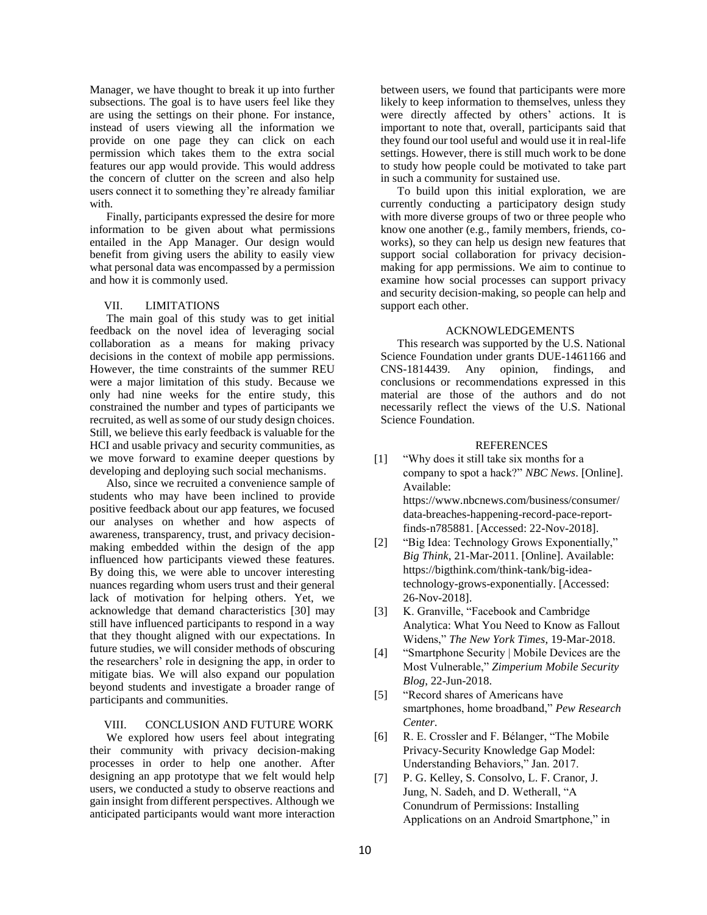Manager, we have thought to break it up into further subsections. The goal is to have users feel like they are using the settings on their phone. For instance, instead of users viewing all the information we provide on one page they can click on each permission which takes them to the extra social features our app would provide. This would address the concern of clutter on the screen and also help users connect it to something they're already familiar with.

Finally, participants expressed the desire for more information to be given about what permissions entailed in the App Manager. Our design would benefit from giving users the ability to easily view what personal data was encompassed by a permission and how it is commonly used.

## VII. LIMITATIONS

The main goal of this study was to get initial feedback on the novel idea of leveraging social collaboration as a means for making privacy decisions in the context of mobile app permissions. However, the time constraints of the summer REU were a major limitation of this study. Because we only had nine weeks for the entire study, this constrained the number and types of participants we recruited, as well as some of our study design choices. Still, we believe this early feedback is valuable for the HCI and usable privacy and security communities, as we move forward to examine deeper questions by developing and deploying such social mechanisms.

Also, since we recruited a convenience sample of students who may have been inclined to provide positive feedback about our app features, we focused our analyses on whether and how aspects of awareness, transparency, trust, and privacy decision-making embedded within the design of the app influenced how participants viewed these features. By doing this, we were able to uncover interesting nuances regarding whom users trust and their general lack of motivation for helping others. Yet, we acknowledge that demand characteristics [30] may still have influenced participants to respond in a way that they thought aligned with our expectations. In future studies, we will consider methods of obscuring the researchers' role in designing the app, in order to mitigate bias. We will also expand our population beyond students and investigate a broader range of participants and communities.

## VIII. CONCLUSION AND FUTURE WORK

We explored how users feel about integrating their community with privacy decision-making processes in order to help one another. After designing an app prototype that we felt would help users, we conducted a study to observe reactions and gain insight from different perspectives. Although we anticipated participants would want more interaction between users, we found that participants were more likely to keep information to themselves, unless they were directly affected by others' actions. It is important to note that, overall, participants said that they found our tool useful and would use it in real-life settings. However, there is still much work to be done to study how people could be motivated to take part in such a community for sustained use.

To build upon this initial exploration, we are currently conducting a participatory design study with more diverse groups of two or three people who know one another (e.g., family members, friends, co-works), so they can help us design new features that support social collaboration for privacy decision-making for app permissions. We aim to continue to examine how social processes can support privacy and security decision-making, so people can help and support each other.

## ACKNOWLEDGEMENTS

This research was supported by the U.S. National Science Foundation under grants DUE-1461166 and CNS-1814439. Any opinion, findings, and conclusions or recommendations expressed in this material are those of the authors and do not necessarily reflect the views of the U.S. National Science Foundation.

## REFERENCES

[1] "Why does it still take six months for a company to spot a hack?" *NBC News*. [Online]. Available: https://www.nbcnews.com/business/consumer/data-breaches-happening-record-pace-report-finds-n785881. [Accessed: 22-Nov-2018].

[2] "Big Idea: Technology Grows Exponentially," *Big Think*, 21-Mar-2011. [Online]. Available: https://bigthink.com/think-tank/big-idea-technology-grows-exponentially. [Accessed: 26-Nov-2018].

[3] K. Granville, "Facebook and Cambridge Analytica: What You Need to Know as Fallout Widens," *The New York Times*, 19-Mar-2018.

[4] "Smartphone Security | Mobile Devices are the Most Vulnerable," *Zimperium Mobile Security Blog*, 22-Jun-2018.

[5] "Record shares of Americans have smartphones, home broadband," *Pew Research Center*.

[6] R. E. Crossler and F. Bélanger, "The Mobile Privacy-Security Knowledge Gap Model: Understanding Behaviors," Jan. 2017.

[7] P. G. Kelley, S. Consolvo, L. F. Cranor, J. Jung, N. Sadeh, and D. Wetherall, "A Conundrum of Permissions: Installing Applications on an Android Smartphone," in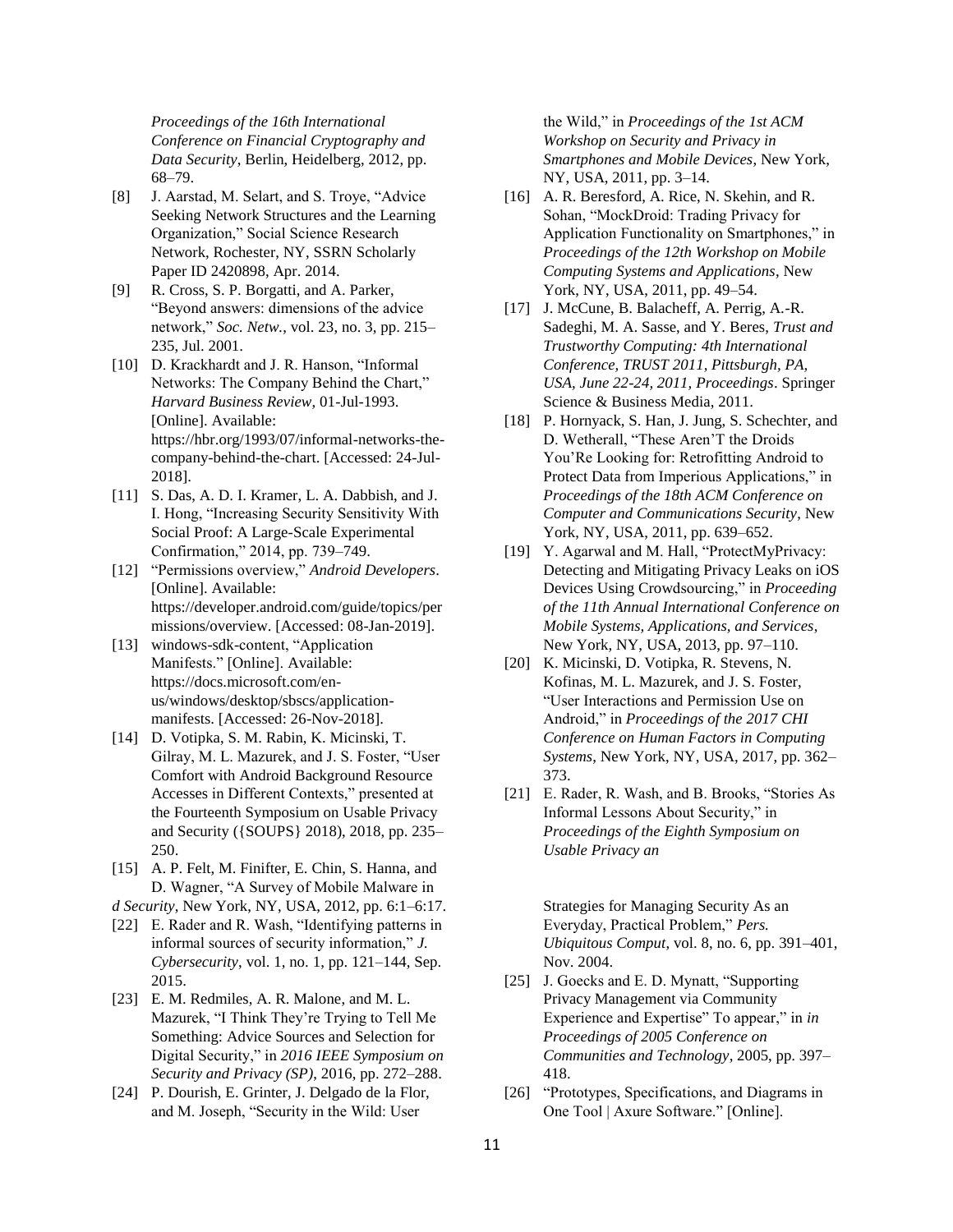*Proceedings of the 16th International Conference on Financial Cryptography and Data Security*, Berlin, Heidelberg, 2012, pp. 68–79.

[8] J. Aarstad, M. Selart, and S. Troye, "Advice Seeking Network Structures and the Learning Organization," Social Science Research Network, Rochester, NY, SSRN Scholarly Paper ID 2420898, Apr. 2014.

[9] R. Cross, S. P. Borgatti, and A. Parker, "Beyond answers: dimensions of the advice network," *Soc. Netw.*, vol. 23, no. 3, pp. 215–235, Jul. 2001.

[10] D. Krackhardt and J. R. Hanson, "Informal Networks: The Company Behind the Chart," *Harvard Business Review*, 01-Jul-1993. [Online]. Available: https://hbr.org/1993/07/informal-networks-the-company-behind-the-chart. [Accessed: 24-Jul-2018].

[11] S. Das, A. D. I. Kramer, L. A. Dabbish, and J. I. Hong, "Increasing Security Sensitivity With Social Proof: A Large-Scale Experimental Confirmation," 2014, pp. 739–749.

[12] "Permissions overview," *Android Developers*. [Online]. Available: https://developer.android.com/guide/topics/permissions/overview. [Accessed: 08-Jan-2019].

[13] windows-sdk-content, "Application Manifests." [Online]. Available: https://docs.microsoft.com/en-us/windows/desktop/sbscs/application-manifests. [Accessed: 26-Nov-2018].

[14] D. Votipka, S. M. Rabin, K. Micinski, T. Gilray, M. L. Mazurek, and J. S. Foster, "User Comfort with Android Background Resource Accesses in Different Contexts," presented at the Fourteenth Symposium on Usable Privacy and Security ({SOUPS} 2018), 2018, pp. 235–250.

[15] A. P. Felt, M. Finifter, E. Chin, S. Hanna, and D. Wagner, "A Survey of Mobile Malware in the Wild," in *Proceedings of the 1st ACM Workshop on Security and Privacy in Smartphones and Mobile Devices*, New York, NY, USA, 2011, pp. 3–14.

[16] A. R. Beresford, A. Rice, N. Skehin, and R. Sohan, "MockDroid: Trading Privacy for Application Functionality on Smartphones," in *Proceedings of the 12th Workshop on Mobile Computing Systems and Applications*, New York, NY, USA, 2011, pp. 49–54.

[17] J. McCune, B. Balacheff, A. Perrig, A.-R. Sadeghi, M. A. Sasse, and Y. Beres, *Trust and Trustworthy Computing: 4th International Conference, TRUST 2011, Pittsburgh, PA, USA, June 22-24, 2011, Proceedings*. Springer Science & Business Media, 2011.

[18] P. Hornyack, S. Han, J. Jung, S. Schechter, and D. Wetherall, "These Aren'T the Droids You'Re Looking for: Retrofitting Android to Protect Data from Imperious Applications," in *Proceedings of the 18th ACM Conference on Computer and Communications Security*, New York, NY, USA, 2011, pp. 639–652.

[19] Y. Agarwal and M. Hall, "ProtectMyPrivacy: Detecting and Mitigating Privacy Leaks on iOS Devices Using Crowdsourcing," in *Proceeding of the 11th Annual International Conference on Mobile Systems, Applications, and Services*, New York, NY, USA, 2013, pp. 97–110.

[20] K. Micinski, D. Votipka, R. Stevens, N. Kofinas, M. L. Mazurek, and J. S. Foster, "User Interactions and Permission Use on Android," in *Proceedings of the 2017 CHI Conference on Human Factors in Computing Systems*, New York, NY, USA, 2017, pp. 362–373.

[21] E. Rader, R. Wash, and B. Brooks, "Stories As Informal Lessons About Security," in *Proceedings of the Eighth Symposium on Usable Privacy and Security*, New York, NY, USA, 2012, pp. 6:1–6:17.

[22] E. Rader and R. Wash, "Identifying patterns in informal sources of security information," *J. Cybersecurity*, vol. 1, no. 1, pp. 121–144, Sep. 2015.

[23] E. M. Redmiles, A. R. Malone, and M. L. Mazurek, "I Think They're Trying to Tell Me Something: Advice Sources and Selection for Digital Security," in *2016 IEEE Symposium on Security and Privacy (SP)*, 2016, pp. 272–288.

[24] P. Dourish, E. Grinter, J. Delgado de la Flor, and M. Joseph, "Security in the Wild: User Strategies for Managing Security As an Everyday, Practical Problem," *Pers. Ubiquitous Comput*, vol. 8, no. 6, pp. 391–401, Nov. 2004.

[25] J. Goecks and E. D. Mynatt, "Supporting Privacy Management via Community Experience and Expertise" To appear," in *in Proceedings of 2005 Conference on Communities and Technology*, 2005, pp. 397–418.

[26] "Prototypes, Specifications, and Diagrams in One Tool | Axure Software." [Online].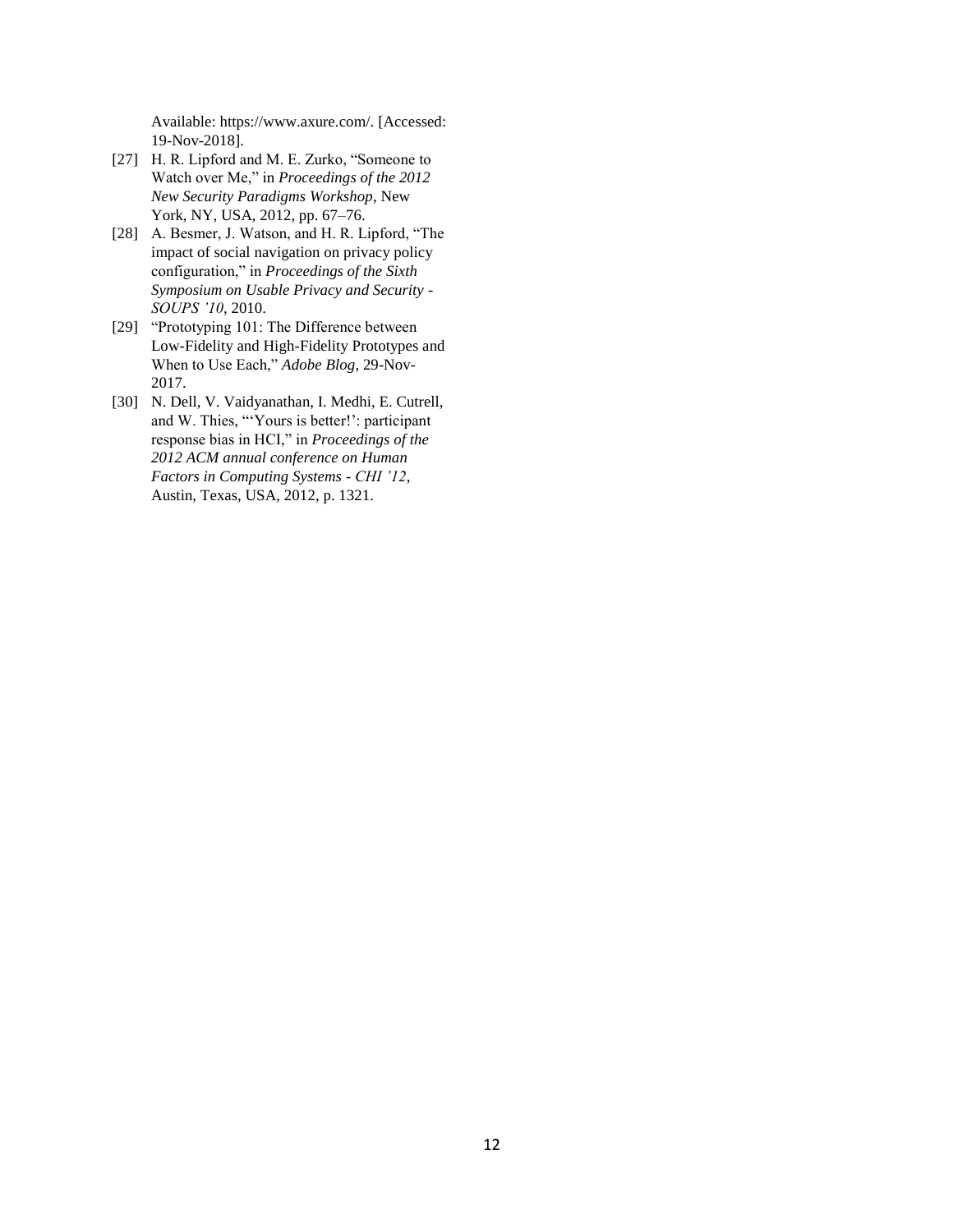Available: https://www.axure.com/. [Accessed: 19-Nov-2018].

[27] H. R. Lipford and M. E. Zurko, “Someone to Watch over Me,” in *Proceedings of the 2012 New Security Paradigms Workshop*, New York, NY, USA, 2012, pp. 67–76.

[28] A. Besmer, J. Watson, and H. R. Lipford, “The impact of social navigation on privacy policy configuration,” in *Proceedings of the Sixth Symposium on Usable Privacy and Security - SOUPS ’10*, 2010.

[29] “Prototyping 101: The Difference between Low-Fidelity and High-Fidelity Prototypes and When to Use Each,” *Adobe Blog*, 29-Nov-2017.

[30] N. Dell, V. Vaidyanathan, I. Medhi, E. Cutrell, and W. Thies, “‘Yours is better!’: participant response bias in HCI,” in *Proceedings of the 2012 ACM annual conference on Human Factors in Computing Systems - CHI ’12*, Austin, Texas, USA, 2012, p. 1321.